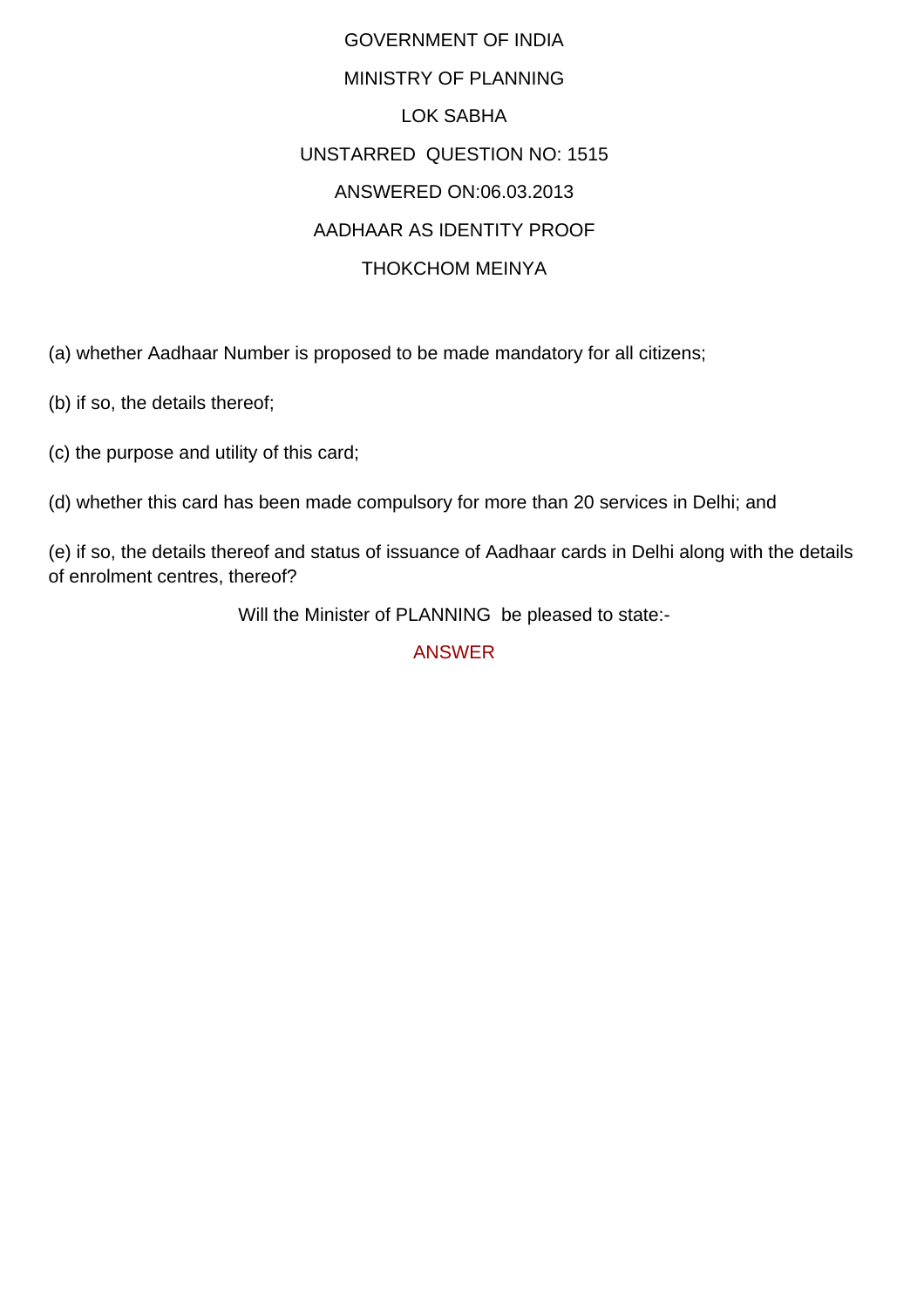GOVERNMENT OF INDIA

MINISTRY OF PLANNING

LOK SABHA

UNSTARRED QUESTION NO: 1515

ANSWERED ON:06.03.2013

AADHAAR AS IDENTITY PROOF

THOKCHOM MEINYA

(a) whether Aadhaar Number is proposed to be made mandatory for all citizens;

(b) if so, the details thereof;

(c) the purpose and utility of this card;

(d) whether this card has been made compulsory for more than 20 services in Delhi; and

(e) if so, the details thereof and status of issuance of Aadhaar cards in Delhi along with the details of enrolment centres, thereof?

Will the Minister of PLANNING be pleased to state:-

ANSWER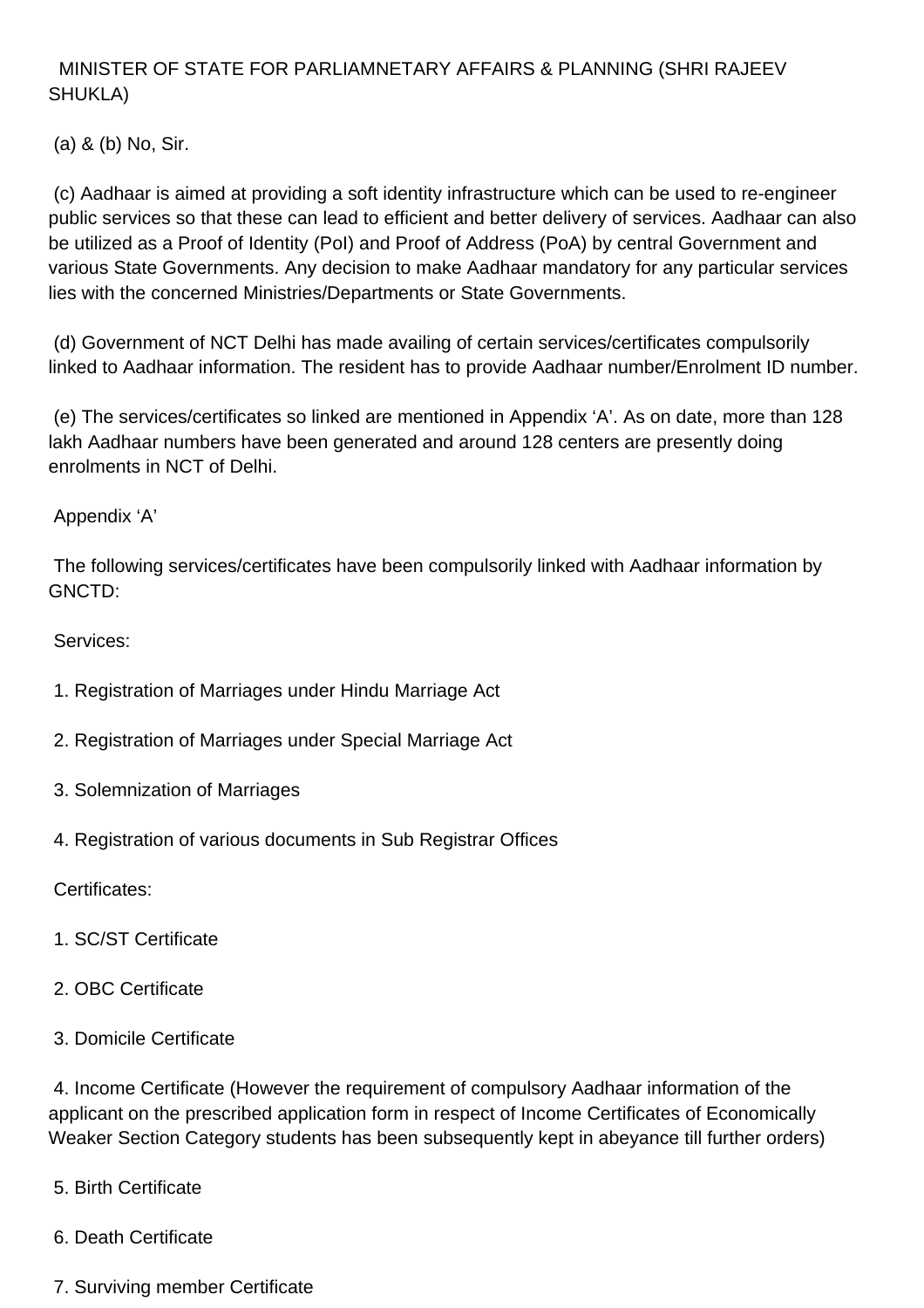MINISTER OF STATE FOR PARLIAMNETARY AFFAIRS & PLANNING (SHRI RAJEEV SHUKLA)

(a) & (b) No, Sir.

(c) Aadhaar is aimed at providing a soft identity infrastructure which can be used to re-engineer public services so that these can lead to efficient and better delivery of services. Aadhaar can also be utilized as a Proof of Identity (PoI) and Proof of Address (PoA) by central Government and various State Governments. Any decision to make Aadhaar mandatory for any particular services lies with the concerned Ministries/Departments or State Governments.

(d) Government of NCT Delhi has made availing of certain services/certificates compulsorily linked to Aadhaar information. The resident has to provide Aadhaar number/Enrolment ID number.

(e) The services/certificates so linked are mentioned in Appendix 'A'. As on date, more than 128 lakh Aadhaar numbers have been generated and around 128 centers are presently doing enrolments in NCT of Delhi.

Appendix 'A'

The following services/certificates have been compulsorily linked with Aadhaar information by GNCTD:

Services:

1. Registration of Marriages under Hindu Marriage Act

2. Registration of Marriages under Special Marriage Act

3. Solemnization of Marriages

4. Registration of various documents in Sub Registrar Offices

Certificates:

1. SC/ST Certificate

2. OBC Certificate

3. Domicile Certificate

4. Income Certificate (However the requirement of compulsory Aadhaar information of the applicant on the prescribed application form in respect of Income Certificates of Economically Weaker Section Category students has been subsequently kept in abeyance till further orders)

5. Birth Certificate

6. Death Certificate

7. Surviving member Certificate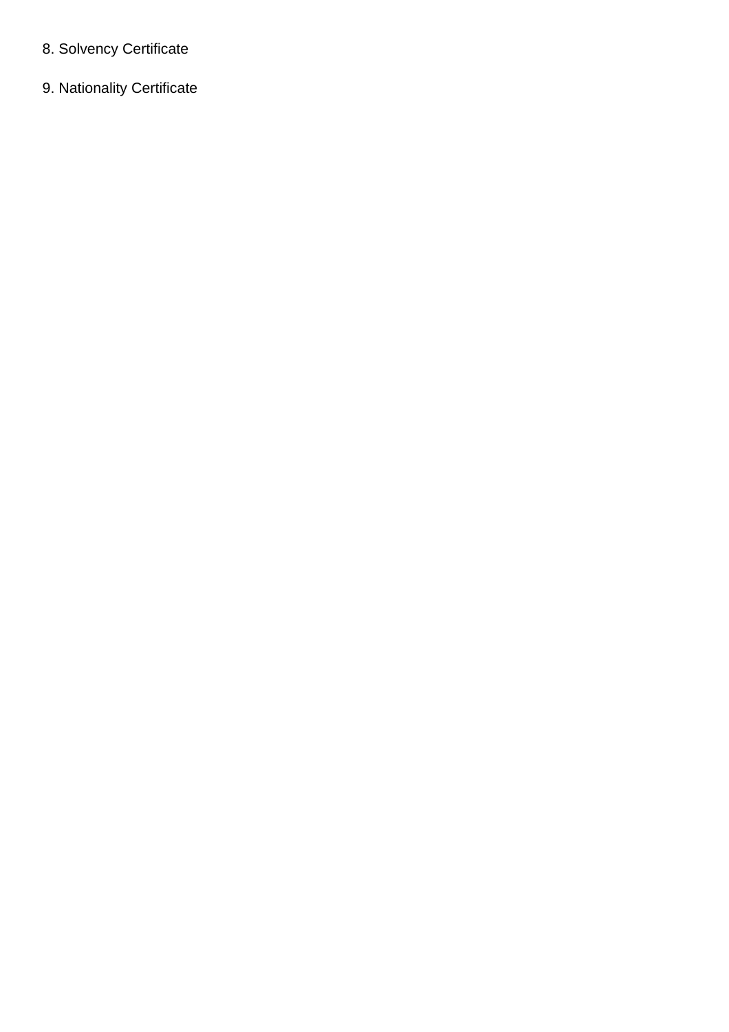8. Solvency Certificate

9. Nationality Certificate